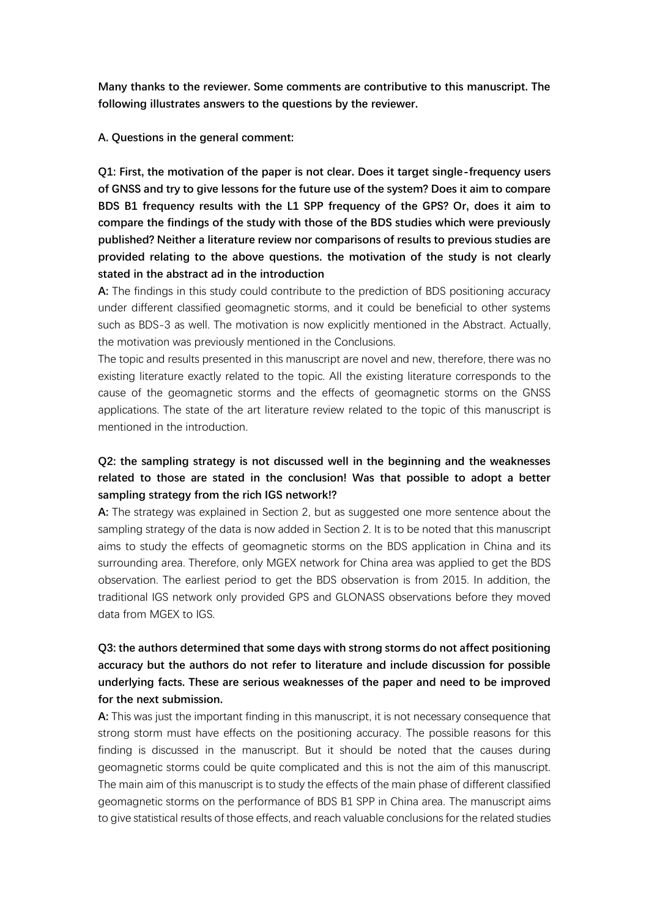**Many thanks to the reviewer. Some comments are contributive to this manuscript. The following illustrates answers to the questions by the reviewer.**

**A. Questions in the general comment:**

**Q1: First, the motivation of the paper is not clear. Does it target single-frequency users of GNSS and try to give lessons for the future use of the system? Does it aim to compare BDS B1 frequency results with the L1 SPP frequency of the GPS? Or, does it aim to compare the findings of the study with those of the BDS studies which were previously published? Neither a literature review nor comparisons of results to previous studies are provided relating to the above questions. the motivation of the study is not clearly stated in the abstract ad in the introduction**

**A:** The findings in this study could contribute to the prediction of BDS positioning accuracy under different classified geomagnetic storms, and it could be beneficial to other systems such as BDS-3 as well. The motivation is now explicitly mentioned in the Abstract. Actually, the motivation was previously mentioned in the Conclusions.

The topic and results presented in this manuscript are novel and new, therefore, there was no existing literature exactly related to the topic. All the existing literature corresponds to the cause of the geomagnetic storms and the effects of geomagnetic storms on the GNSS applications. The state of the art literature review related to the topic of this manuscript is mentioned in the introduction.

**Q2: the sampling strategy is not discussed well in the beginning and the weaknesses related to those are stated in the conclusion! Was that possible to adopt a better sampling strategy from the rich IGS network!?**

**A:** The strategy was explained in Section 2, but as suggested one more sentence about the sampling strategy of the data is now added in Section 2. It is to be noted that this manuscript aims to study the effects of geomagnetic storms on the BDS application in China and its surrounding area. Therefore, only MGEX network for China area was applied to get the BDS observation. The earliest period to get the BDS observation is from 2015. In addition, the traditional IGS network only provided GPS and GLONASS observations before they moved data from MGEX to IGS.

**Q3: the authors determined that some days with strong storms do not affect positioning accuracy but the authors do not refer to literature and include discussion for possible underlying facts. These are serious weaknesses of the paper and need to be improved for the next submission.**

**A:** This was just the important finding in this manuscript, it is not necessary consequence that strong storm must have effects on the positioning accuracy. The possible reasons for this finding is discussed in the manuscript. But it should be noted that the causes during geomagnetic storms could be quite complicated and this is not the aim of this manuscript. The main aim of this manuscript is to study the effects of the main phase of different classified geomagnetic storms on the performance of BDS B1 SPP in China area. The manuscript aims to give statistical results of those effects, and reach valuable conclusions for the related studies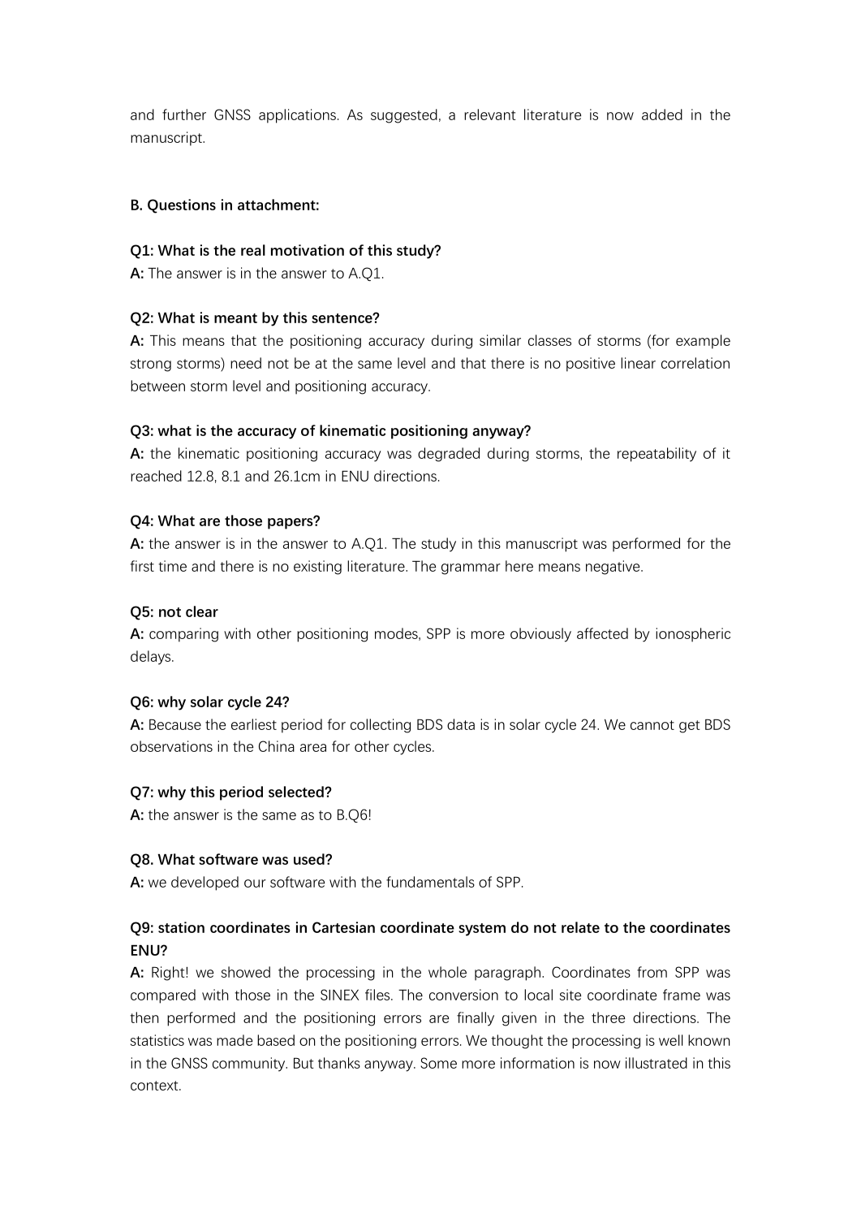and further GNSS applications. As suggested, a relevant literature is now added in the manuscript.

**B. Questions in attachment:**

**Q1: What is the real motivation of this study?**

**A:** The answer is in the answer to A.Q1.

**Q2: What is meant by this sentence?**

**A:** This means that the positioning accuracy during similar classes of storms (for example strong storms) need not be at the same level and that there is no positive linear correlation between storm level and positioning accuracy.

**Q3: what is the accuracy of kinematic positioning anyway?**

**A:** the kinematic positioning accuracy was degraded during storms, the repeatability of it reached 12.8, 8.1 and 26.1cm in ENU directions.

**Q4: What are those papers?**

**A:** the answer is in the answer to A.Q1. The study in this manuscript was performed for the first time and there is no existing literature. The grammar here means negative.

**Q5: not clear**

**A:** comparing with other positioning modes, SPP is more obviously affected by ionospheric delays.

**Q6: why solar cycle 24?**

**A:** Because the earliest period for collecting BDS data is in solar cycle 24. We cannot get BDS observations in the China area for other cycles.

**Q7: why this period selected?**

**A:** the answer is the same as to B.Q6!

**Q8. What software was used?**

**A:** we developed our software with the fundamentals of SPP.

**Q9: station coordinates in Cartesian coordinate system do not relate to the coordinates ENU?**

**A:** Right! we showed the processing in the whole paragraph. Coordinates from SPP was compared with those in the SINEX files. The conversion to local site coordinate frame was then performed and the positioning errors are finally given in the three directions. The statistics was made based on the positioning errors. We thought the processing is well known in the GNSS community. But thanks anyway. Some more information is now illustrated in this context.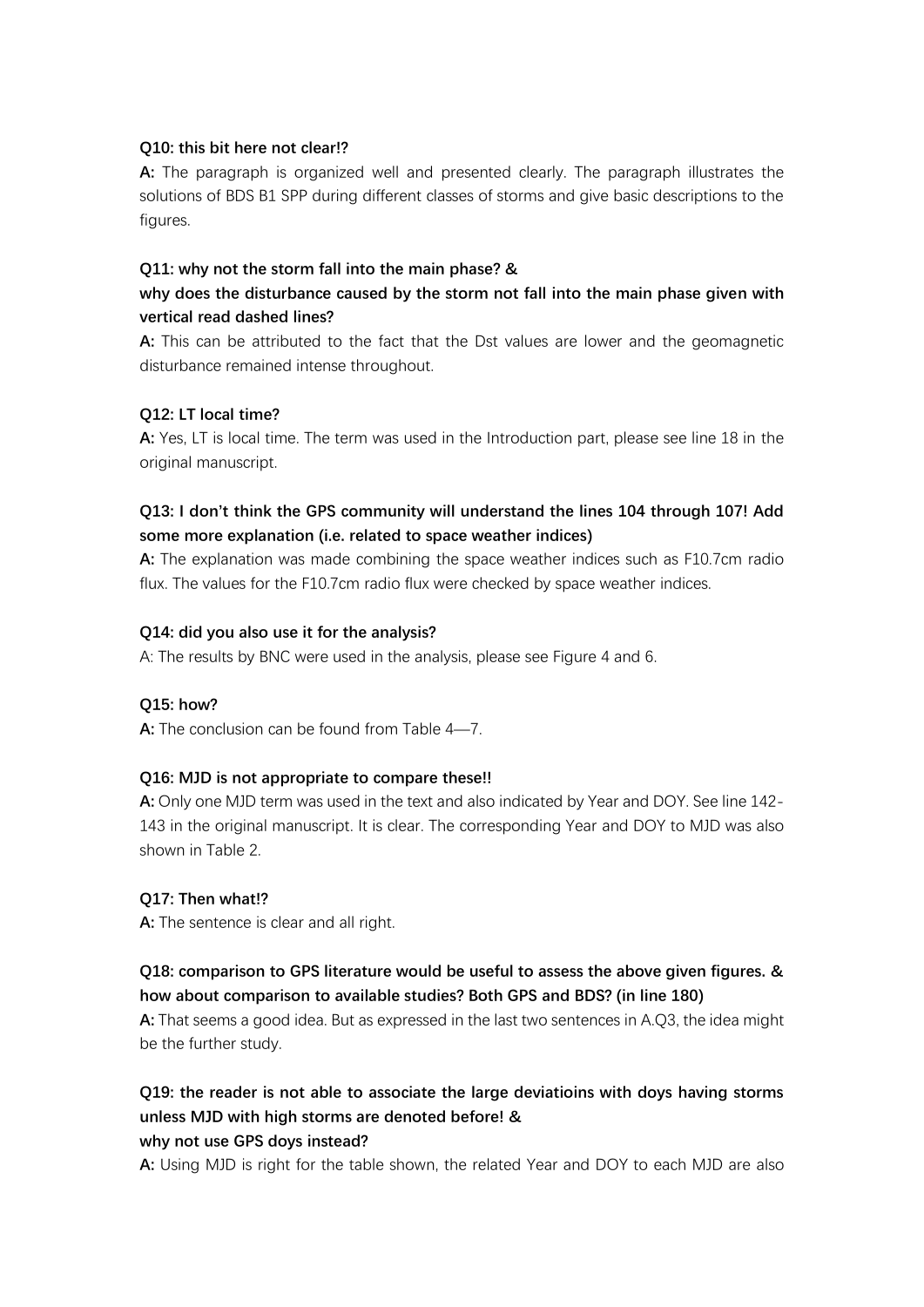**Q10: this bit here not clear!?**

**A:** The paragraph is organized well and presented clearly. The paragraph illustrates the solutions of BDS B1 SPP during different classes of storms and give basic descriptions to the figures.

**Q11: why not the storm fall into the main phase? &**

**why does the disturbance caused by the storm not fall into the main phase given with vertical read dashed lines?**

**A:** This can be attributed to the fact that the Dst values are lower and the geomagnetic disturbance remained intense throughout.

**Q12: LT local time?**

**A:** Yes, LT is local time. The term was used in the Introduction part, please see line 18 in the original manuscript.

**Q13: I don't think the GPS community will understand the lines 104 through 107! Add some more explanation (i.e. related to space weather indices)**

**A:** The explanation was made combining the space weather indices such as F10.7cm radio flux. The values for the F10.7cm radio flux were checked by space weather indices.

**Q14: did you also use it for the analysis?**

A: The results by BNC were used in the analysis, please see Figure 4 and 6.

**Q15: how?**

**A:** The conclusion can be found from Table 4—7.

**Q16: MJD is not appropriate to compare these!!**

**A:** Only one MJD term was used in the text and also indicated by Year and DOY. See line 142-143 in the original manuscript. It is clear. The corresponding Year and DOY to MJD was also shown in Table 2.

**Q17: Then what!?**

**A:** The sentence is clear and all right.

**Q18: comparison to GPS literature would be useful to assess the above given figures. & how about comparison to available studies? Both GPS and BDS? (in line 180)**

**A:** That seems a good idea. But as expressed in the last two sentences in A.Q3, the idea might be the further study.

**Q19: the reader is not able to associate the large deviatioins with doys having storms unless MJD with high storms are denoted before! &**

**why not use GPS doys instead?**

**A:** Using MJD is right for the table shown, the related Year and DOY to each MJD are also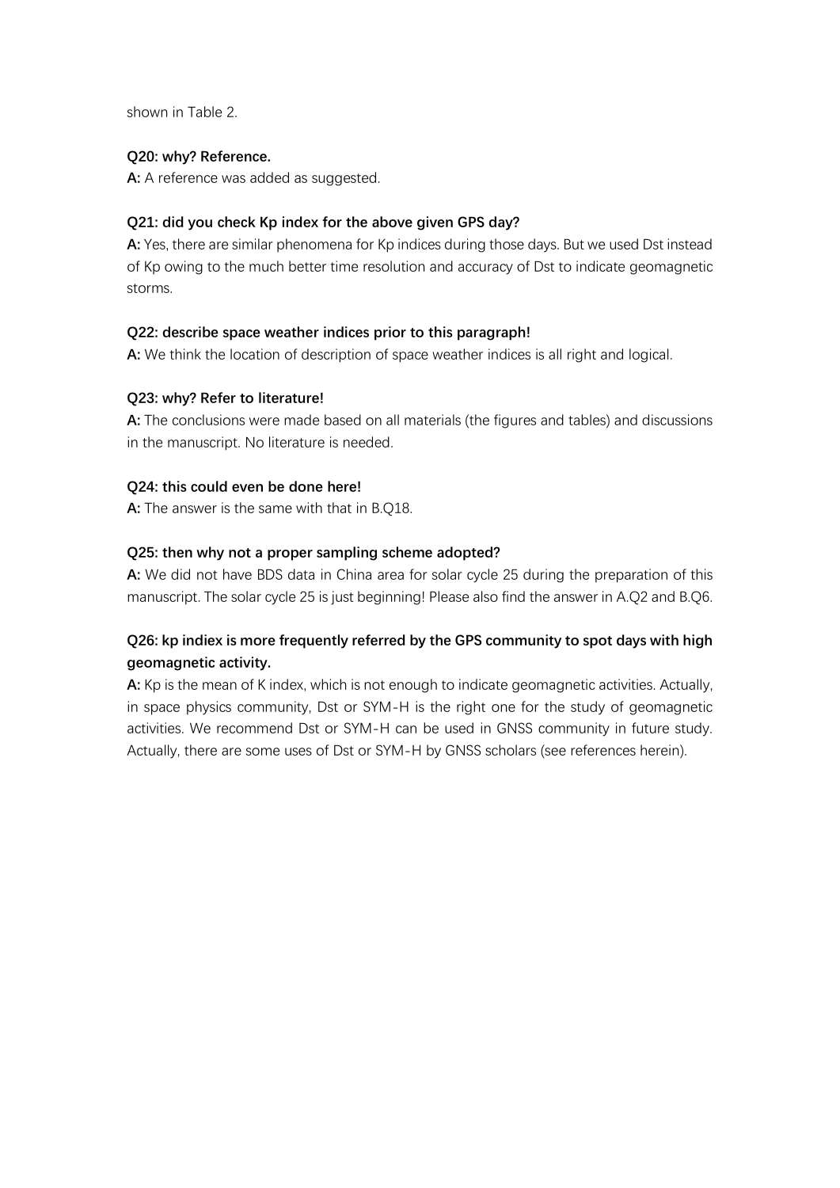shown in Table 2.

**Q20: why? Reference.**

**A:** A reference was added as suggested.

**Q21: did you check Kp index for the above given GPS day?**

**A:** Yes, there are similar phenomena for Kp indices during those days. But we used Dst instead of Kp owing to the much better time resolution and accuracy of Dst to indicate geomagnetic storms.

**Q22: describe space weather indices prior to this paragraph!**

**A:** We think the location of description of space weather indices is all right and logical.

**Q23: why? Refer to literature!**

**A:** The conclusions were made based on all materials (the figures and tables) and discussions in the manuscript. No literature is needed.

**Q24: this could even be done here!**

**A:** The answer is the same with that in B.Q18.

**Q25: then why not a proper sampling scheme adopted?**

**A:** We did not have BDS data in China area for solar cycle 25 during the preparation of this manuscript. The solar cycle 25 is just beginning! Please also find the answer in A.Q2 and B.Q6.

**Q26: kp indiex is more frequently referred by the GPS community to spot days with high geomagnetic activity.**

**A:** Kp is the mean of K index, which is not enough to indicate geomagnetic activities. Actually, in space physics community, Dst or SYM-H is the right one for the study of geomagnetic activities. We recommend Dst or SYM-H can be used in GNSS community in future study. Actually, there are some uses of Dst or SYM-H by GNSS scholars (see references herein).